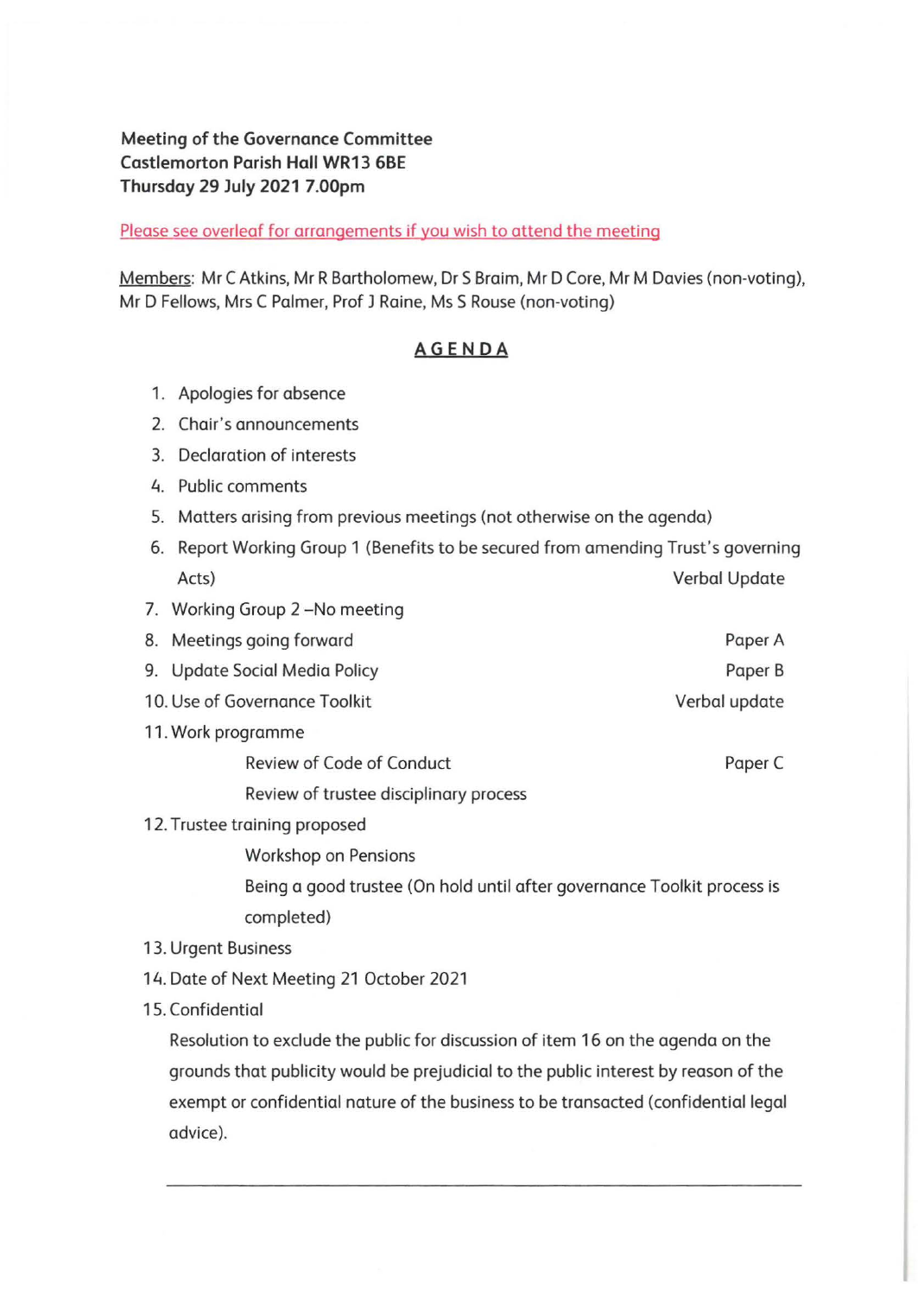**Meeting of the Governance Committee**
**Castlemorton Parish Hall WR13 6BE**
**Thursday 29 July 2021 7.00pm**

Please see overleaf for arrangements if you wish to attend the meeting

Members: Mr C Atkins, Mr R Bartholomew, Dr S Braim, Mr D Core, Mr M Davies (non-voting), Mr D Fellows, Mrs C Palmer, Prof J Raine, Ms S Rouse (non-voting)

## AGENDA

1. Apologies for absence
2. Chair's announcements
3. Declaration of interests
4. Public comments
5. Matters arising from previous meetings (not otherwise on the agenda)
6. Report Working Group 1 (Benefits to be secured from amending Trust's governing Acts) — Verbal Update
7. Working Group 2 –No meeting
8. Meetings going forward — Paper A
9. Update Social Media Policy — Paper B
10. Use of Governance Toolkit — Verbal update
11. Work programme
    - Review of Code of Conduct — Paper C
    - Review of trustee disciplinary process
12. Trustee training proposed
    - Workshop on Pensions
    - Being a good trustee (On hold until after governance Toolkit process is completed)
13. Urgent Business
14. Date of Next Meeting 21 October 2021
15. Confidential

    Resolution to exclude the public for discussion of item 16 on the agenda on the grounds that publicity would be prejudicial to the public interest by reason of the exempt or confidential nature of the business to be transacted (confidential legal advice).

---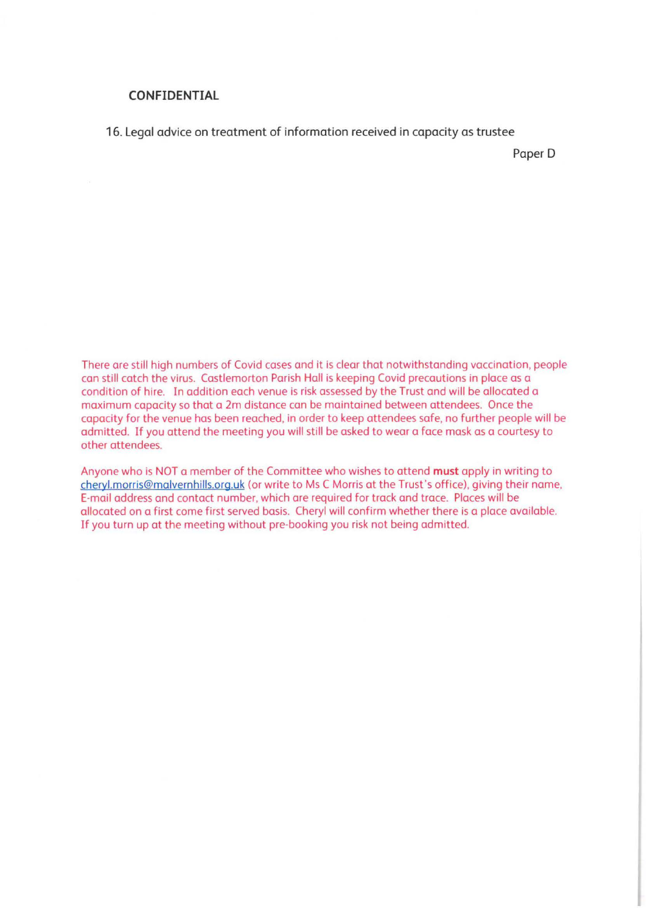**CONFIDENTIAL**

16. Legal advice on treatment of information received in capacity as trustee

Paper D

There are still high numbers of Covid cases and it is clear that notwithstanding vaccination, people can still catch the virus. Castlemorton Parish Hall is keeping Covid precautions in place as a condition of hire. In addition each venue is risk assessed by the Trust and will be allocated a maximum capacity so that a 2m distance can be maintained between attendees. Once the capacity for the venue has been reached, in order to keep attendees safe, no further people will be admitted. If you attend the meeting you will still be asked to wear a face mask as a courtesy to other attendees.

Anyone who is NOT a member of the Committee who wishes to attend **must** apply in writing to cheryl.morris@malvernhills.org.uk (or write to Ms C Morris at the Trust's office), giving their name, E-mail address and contact number, which are required for track and trace. Places will be allocated on a first come first served basis. Cheryl will confirm whether there is a place available. If you turn up at the meeting without pre-booking you risk not being admitted.